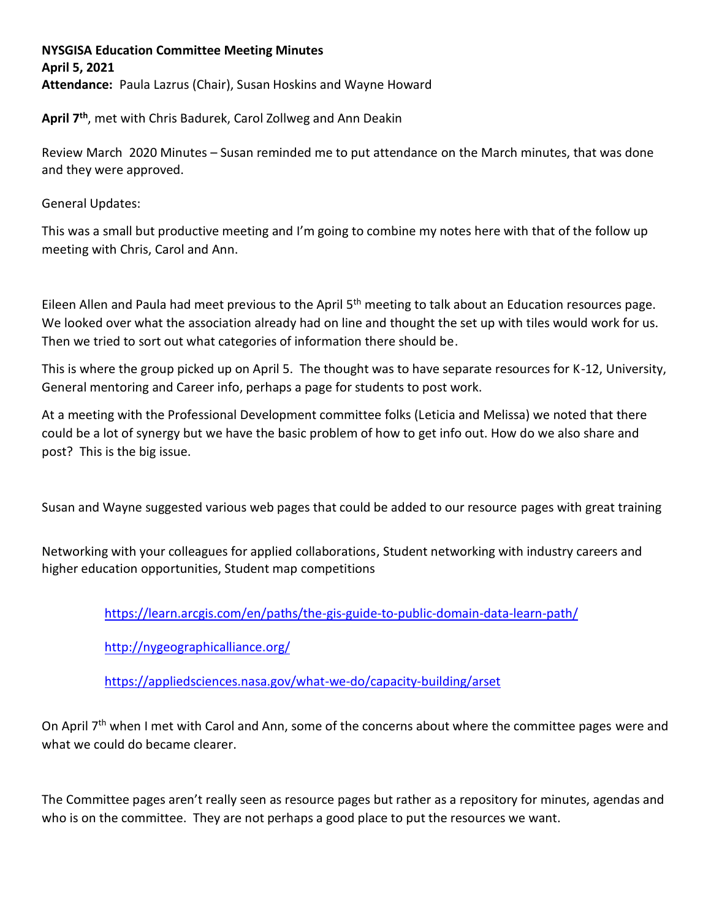**NYSGISA Education Committee Meeting Minutes**
**April 5, 2021**
**Attendance:** Paula Lazrus (Chair), Susan Hoskins and Wayne Howard

**April 7th**, met with Chris Badurek, Carol Zollweg and Ann Deakin

Review March 2020 Minutes – Susan reminded me to put attendance on the March minutes, that was done and they were approved.

General Updates:

This was a small but productive meeting and I'm going to combine my notes here with that of the follow up meeting with Chris, Carol and Ann.

Eileen Allen and Paula had meet previous to the April 5th meeting to talk about an Education resources page. We looked over what the association already had on line and thought the set up with tiles would work for us. Then we tried to sort out what categories of information there should be.

This is where the group picked up on April 5. The thought was to have separate resources for K-12, University, General mentoring and Career info, perhaps a page for students to post work.

At a meeting with the Professional Development committee folks (Leticia and Melissa) we noted that there could be a lot of synergy but we have the basic problem of how to get info out. How do we also share and post? This is the big issue.

Susan and Wayne suggested various web pages that could be added to our resource pages with great training

Networking with your colleagues for applied collaborations, Student networking with industry careers and higher education opportunities, Student map competitions

> https://learn.arcgis.com/en/paths/the-gis-guide-to-public-domain-data-learn-path/
>
> http://nygeographicalliance.org/
>
> https://appliedsciences.nasa.gov/what-we-do/capacity-building/arset

On April 7th when I met with Carol and Ann, some of the concerns about where the committee pages were and what we could do became clearer.

The Committee pages aren't really seen as resource pages but rather as a repository for minutes, agendas and who is on the committee. They are not perhaps a good place to put the resources we want.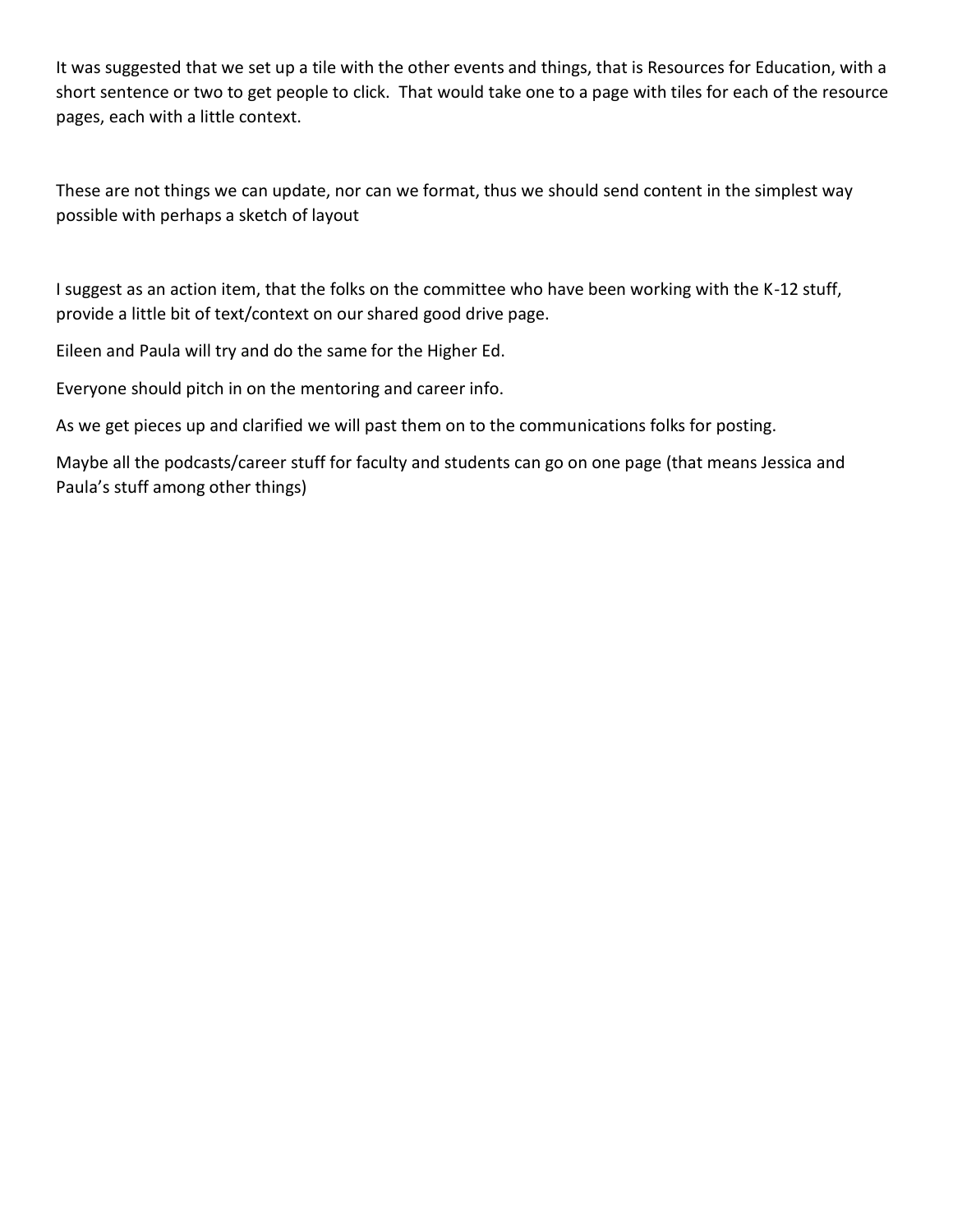It was suggested that we set up a tile with the other events and things, that is Resources for Education, with a short sentence or two to get people to click. That would take one to a page with tiles for each of the resource pages, each with a little context.

These are not things we can update, nor can we format, thus we should send content in the simplest way possible with perhaps a sketch of layout

I suggest as an action item, that the folks on the committee who have been working with the K-12 stuff, provide a little bit of text/context on our shared good drive page.

Eileen and Paula will try and do the same for the Higher Ed.

Everyone should pitch in on the mentoring and career info.

As we get pieces up and clarified we will past them on to the communications folks for posting.

Maybe all the podcasts/career stuff for faculty and students can go on one page (that means Jessica and Paula's stuff among other things)